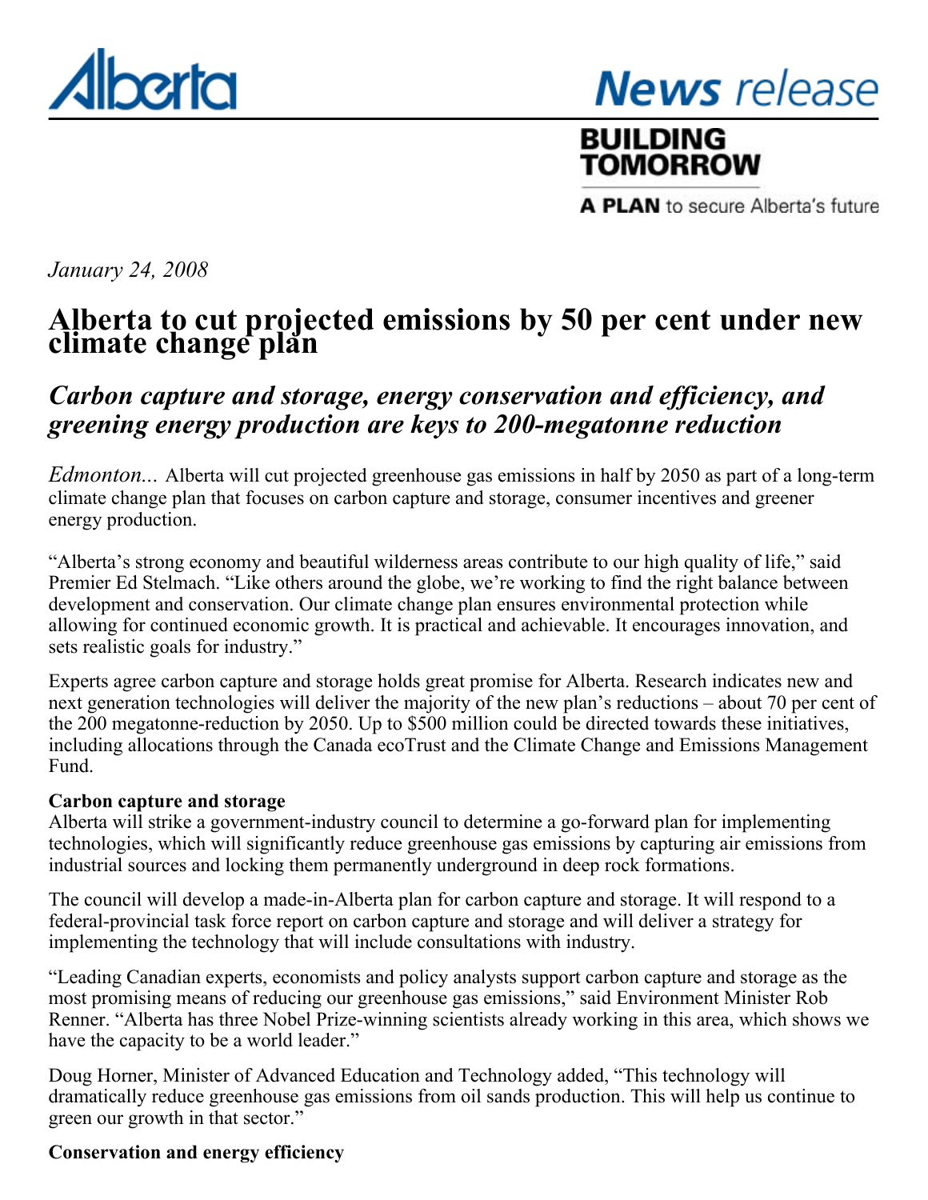Alberta

# News release

**BUILDING TOMORROW**

**A PLAN** to secure Alberta's future

*January 24, 2008*

# Alberta to cut projected emissions by 50 per cent under new climate change plan

## *Carbon capture and storage, energy conservation and efficiency, and greening energy production are keys to 200-megatonne reduction*

*Edmonton...* Alberta will cut projected greenhouse gas emissions in half by 2050 as part of a long-term climate change plan that focuses on carbon capture and storage, consumer incentives and greener energy production.

"Alberta's strong economy and beautiful wilderness areas contribute to our high quality of life," said Premier Ed Stelmach. "Like others around the globe, we're working to find the right balance between development and conservation. Our climate change plan ensures environmental protection while allowing for continued economic growth. It is practical and achievable. It encourages innovation, and sets realistic goals for industry."

Experts agree carbon capture and storage holds great promise for Alberta. Research indicates new and next generation technologies will deliver the majority of the new plan's reductions – about 70 per cent of the 200 megatonne-reduction by 2050. Up to $500 million could be directed towards these initiatives, including allocations through the Canada ecoTrust and the Climate Change and Emissions Management Fund.

**Carbon capture and storage**

Alberta will strike a government-industry council to determine a go-forward plan for implementing technologies, which will significantly reduce greenhouse gas emissions by capturing air emissions from industrial sources and locking them permanently underground in deep rock formations.

The council will develop a made-in-Alberta plan for carbon capture and storage. It will respond to a federal-provincial task force report on carbon capture and storage and will deliver a strategy for implementing the technology that will include consultations with industry.

"Leading Canadian experts, economists and policy analysts support carbon capture and storage as the most promising means of reducing our greenhouse gas emissions," said Environment Minister Rob Renner. "Alberta has three Nobel Prize-winning scientists already working in this area, which shows we have the capacity to be a world leader."

Doug Horner, Minister of Advanced Education and Technology added, "This technology will dramatically reduce greenhouse gas emissions from oil sands production. This will help us continue to green our growth in that sector."

**Conservation and energy efficiency**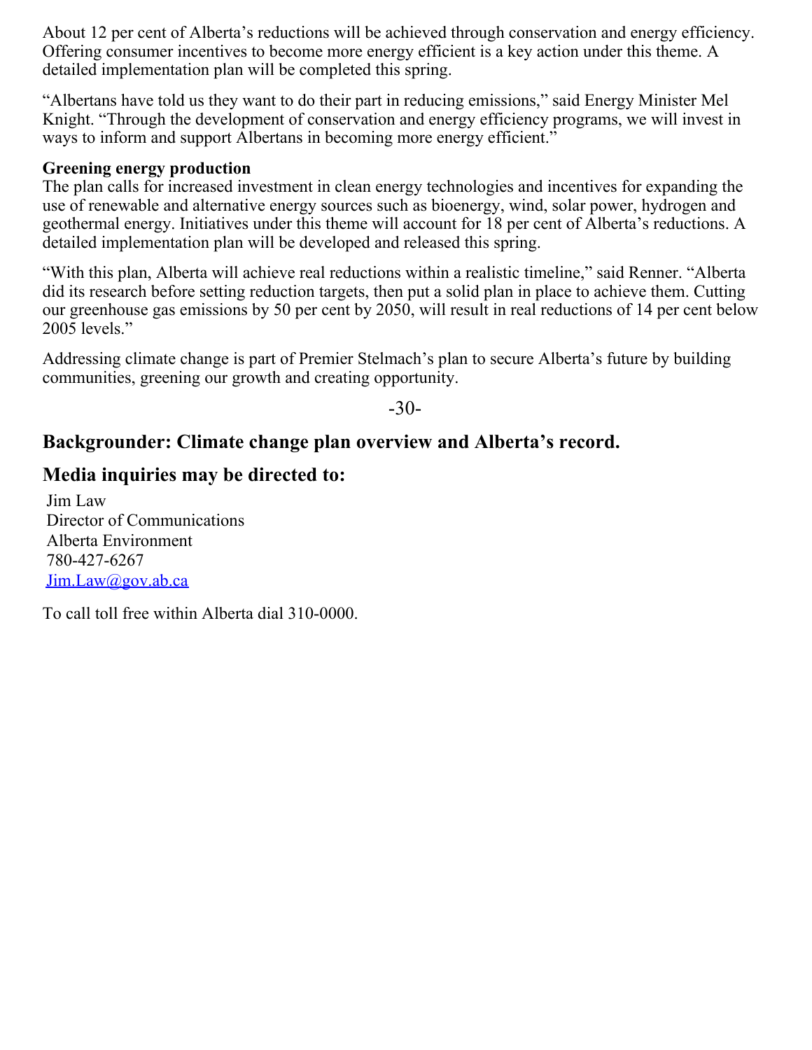About 12 per cent of Alberta's reductions will be achieved through conservation and energy efficiency. Offering consumer incentives to become more energy efficient is a key action under this theme. A detailed implementation plan will be completed this spring.

"Albertans have told us they want to do their part in reducing emissions," said Energy Minister Mel Knight. "Through the development of conservation and energy efficiency programs, we will invest in ways to inform and support Albertans in becoming more energy efficient."

**Greening energy production**
The plan calls for increased investment in clean energy technologies and incentives for expanding the use of renewable and alternative energy sources such as bioenergy, wind, solar power, hydrogen and geothermal energy. Initiatives under this theme will account for 18 per cent of Alberta's reductions. A detailed implementation plan will be developed and released this spring.

"With this plan, Alberta will achieve real reductions within a realistic timeline," said Renner. "Alberta did its research before setting reduction targets, then put a solid plan in place to achieve them. Cutting our greenhouse gas emissions by 50 per cent by 2050, will result in real reductions of 14 per cent below 2005 levels."

Addressing climate change is part of Premier Stelmach's plan to secure Alberta's future by building communities, greening our growth and creating opportunity.

-30-

## Backgrounder: Climate change plan overview and Alberta's record.

## Media inquiries may be directed to:

Jim Law
Director of Communications
Alberta Environment
780-427-6267
Jim.Law@gov.ab.ca

To call toll free within Alberta dial 310-0000.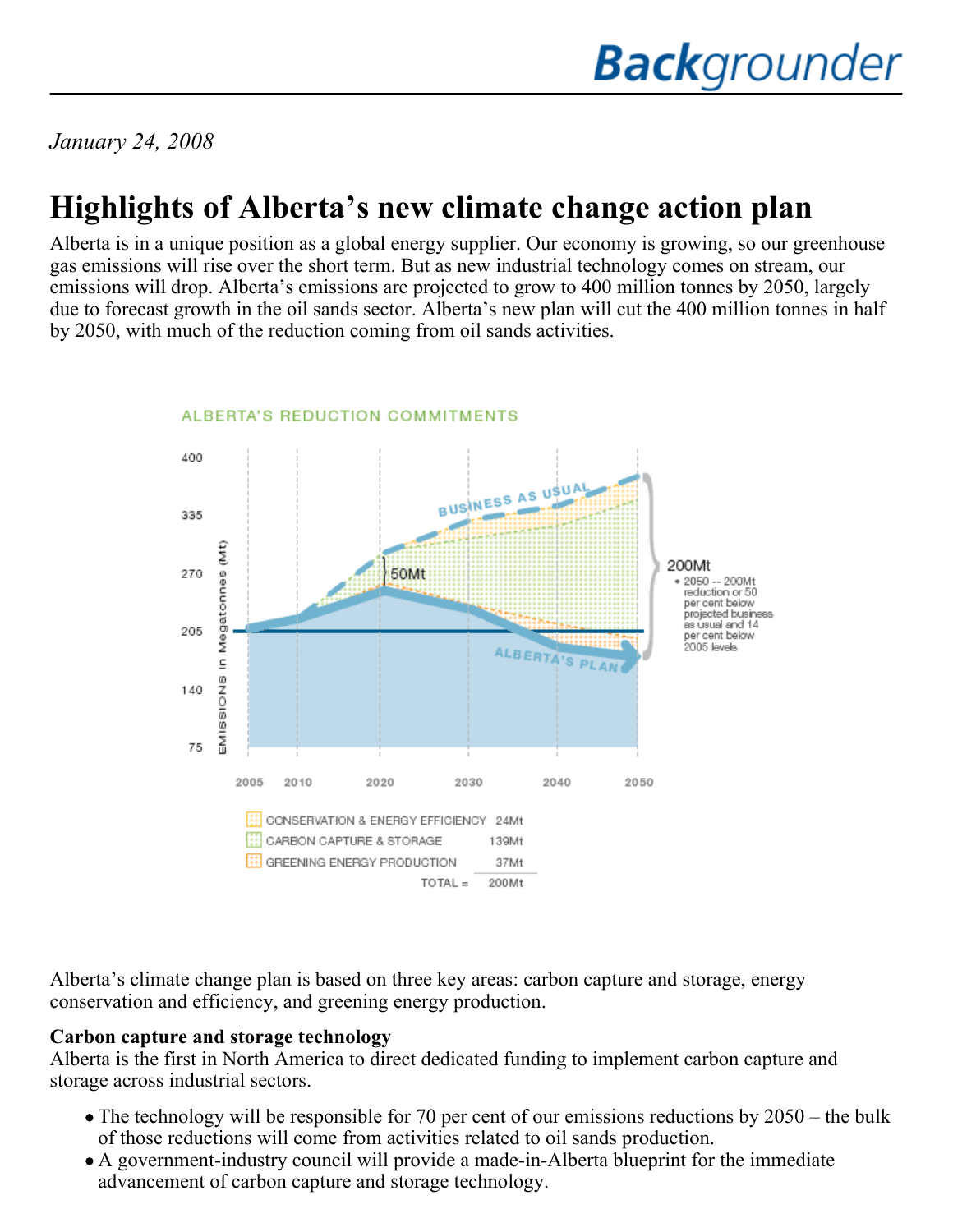# Backgrounder

*January 24, 2008*

# Highlights of Alberta's new climate change action plan

Alberta is in a unique position as a global energy supplier. Our economy is growing, so our greenhouse gas emissions will rise over the short term. But as new industrial technology comes on stream, our emissions will drop. Alberta's emissions are projected to grow to 400 million tonnes by 2050, largely due to forecast growth in the oil sands sector. Alberta's new plan will cut the 400 million tonnes in half by 2050, with much of the reduction coming from oil sands activities.

ALBERTA'S REDUCTION COMMITMENTS

| | |
|---|---|
| CONSERVATION & ENERGY EFFICIENCY | 24Mt |
| CARBON CAPTURE & STORAGE | 139Mt |
| GREENING ENERGY PRODUCTION | 37Mt |
| TOTAL = | 200Mt |

200Mt
- 2050 -- 200Mt reduction or 50 per cent below projected business as usual and 14 per cent below 2005 levels

Alberta's climate change plan is based on three key areas: carbon capture and storage, energy conservation and efficiency, and greening energy production.

**Carbon capture and storage technology**
Alberta is the first in North America to direct dedicated funding to implement carbon capture and storage across industrial sectors.

- The technology will be responsible for 70 per cent of our emissions reductions by 2050 – the bulk of those reductions will come from activities related to oil sands production.
- A government-industry council will provide a made-in-Alberta blueprint for the immediate advancement of carbon capture and storage technology.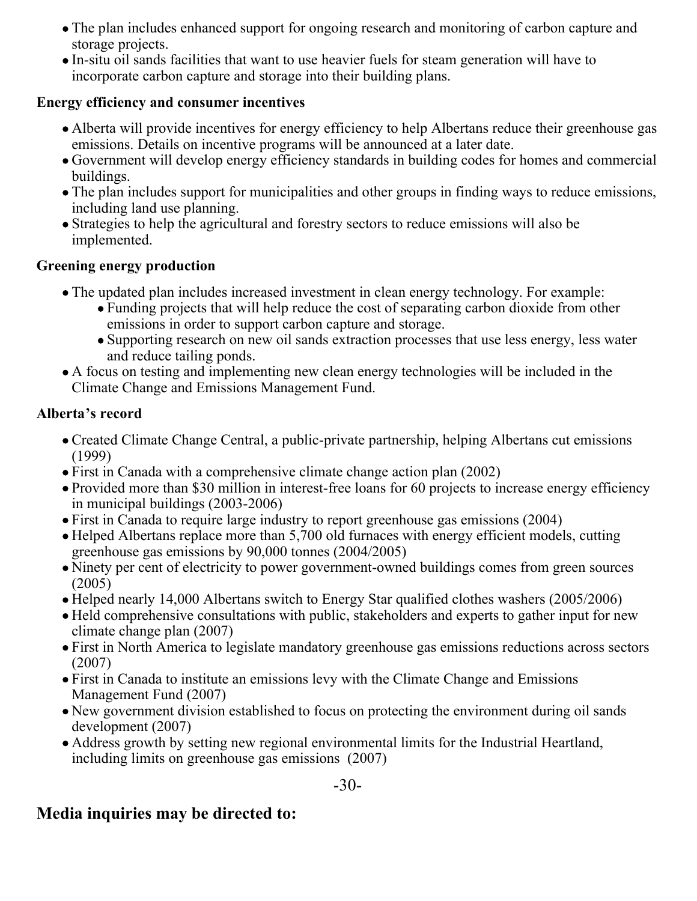- The plan includes enhanced support for ongoing research and monitoring of carbon capture and storage projects.
- In-situ oil sands facilities that want to use heavier fuels for steam generation will have to incorporate carbon capture and storage into their building plans.

**Energy efficiency and consumer incentives**

- Alberta will provide incentives for energy efficiency to help Albertans reduce their greenhouse gas emissions. Details on incentive programs will be announced at a later date.
- Government will develop energy efficiency standards in building codes for homes and commercial buildings.
- The plan includes support for municipalities and other groups in finding ways to reduce emissions, including land use planning.
- Strategies to help the agricultural and forestry sectors to reduce emissions will also be implemented.

**Greening energy production**

- The updated plan includes increased investment in clean energy technology. For example:
  - Funding projects that will help reduce the cost of separating carbon dioxide from other emissions in order to support carbon capture and storage.
  - Supporting research on new oil sands extraction processes that use less energy, less water and reduce tailing ponds.
- A focus on testing and implementing new clean energy technologies will be included in the Climate Change and Emissions Management Fund.

**Alberta's record**

- Created Climate Change Central, a public-private partnership, helping Albertans cut emissions (1999)
- First in Canada with a comprehensive climate change action plan (2002)
- Provided more than $30 million in interest-free loans for 60 projects to increase energy efficiency in municipal buildings (2003-2006)
- First in Canada to require large industry to report greenhouse gas emissions (2004)
- Helped Albertans replace more than 5,700 old furnaces with energy efficient models, cutting greenhouse gas emissions by 90,000 tonnes (2004/2005)
- Ninety per cent of electricity to power government-owned buildings comes from green sources (2005)
- Helped nearly 14,000 Albertans switch to Energy Star qualified clothes washers (2005/2006)
- Held comprehensive consultations with public, stakeholders and experts to gather input for new climate change plan (2007)
- First in North America to legislate mandatory greenhouse gas emissions reductions across sectors (2007)
- First in Canada to institute an emissions levy with the Climate Change and Emissions Management Fund (2007)
- New government division established to focus on protecting the environment during oil sands development (2007)
- Address growth by setting new regional environmental limits for the Industrial Heartland, including limits on greenhouse gas emissions (2007)

-30-

## Media inquiries may be directed to: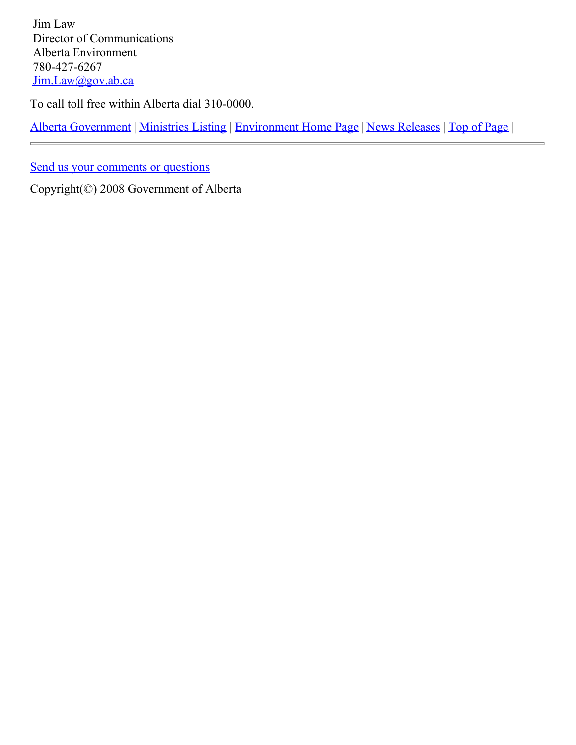Jim Law  
Director of Communications  
Alberta Environment  
780-427-6267  
Jim.Law@gov.ab.ca

To call toll free within Alberta dial 310-0000.

Alberta Government | Ministries Listing | Environment Home Page | News Releases | Top of Page |

---

Send us your comments or questions

Copyright(©) 2008 Government of Alberta